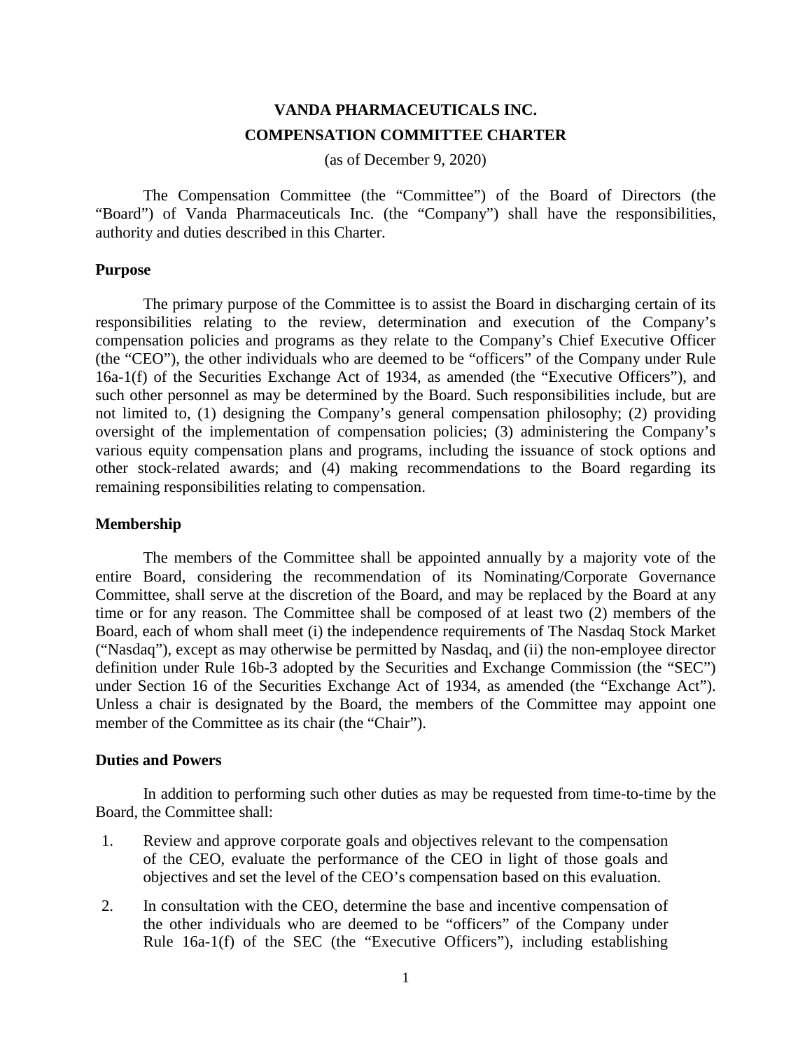# VANDA PHARMACEUTICALS INC.

# COMPENSATION COMMITTEE CHARTER

(as of December 9, 2020)

The Compensation Committee (the "Committee") of the Board of Directors (the "Board") of Vanda Pharmaceuticals Inc. (the "Company") shall have the responsibilities, authority and duties described in this Charter.

**Purpose**

The primary purpose of the Committee is to assist the Board in discharging certain of its responsibilities relating to the review, determination and execution of the Company's compensation policies and programs as they relate to the Company's Chief Executive Officer (the "CEO"), the other individuals who are deemed to be "officers" of the Company under Rule 16a-1(f) of the Securities Exchange Act of 1934, as amended (the "Executive Officers"), and such other personnel as may be determined by the Board. Such responsibilities include, but are not limited to, (1) designing the Company's general compensation philosophy; (2) providing oversight of the implementation of compensation policies; (3) administering the Company's various equity compensation plans and programs, including the issuance of stock options and other stock-related awards; and (4) making recommendations to the Board regarding its remaining responsibilities relating to compensation.

**Membership**

The members of the Committee shall be appointed annually by a majority vote of the entire Board, considering the recommendation of its Nominating/Corporate Governance Committee, shall serve at the discretion of the Board, and may be replaced by the Board at any time or for any reason. The Committee shall be composed of at least two (2) members of the Board, each of whom shall meet (i) the independence requirements of The Nasdaq Stock Market ("Nasdaq"), except as may otherwise be permitted by Nasdaq, and (ii) the non-employee director definition under Rule 16b-3 adopted by the Securities and Exchange Commission (the "SEC") under Section 16 of the Securities Exchange Act of 1934, as amended (the "Exchange Act"). Unless a chair is designated by the Board, the members of the Committee may appoint one member of the Committee as its chair (the "Chair").

**Duties and Powers**

In addition to performing such other duties as may be requested from time-to-time by the Board, the Committee shall:

1. Review and approve corporate goals and objectives relevant to the compensation of the CEO, evaluate the performance of the CEO in light of those goals and objectives and set the level of the CEO's compensation based on this evaluation.

2. In consultation with the CEO, determine the base and incentive compensation of the other individuals who are deemed to be "officers" of the Company under Rule 16a-1(f) of the SEC (the "Executive Officers"), including establishing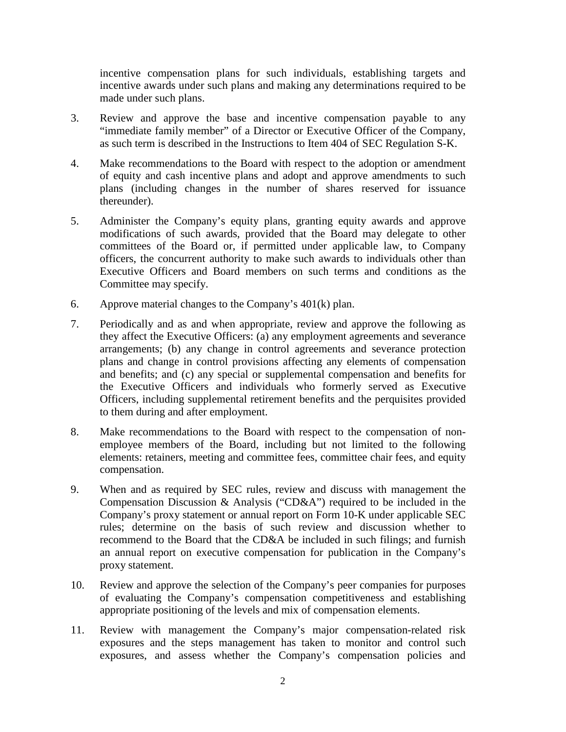incentive compensation plans for such individuals, establishing targets and incentive awards under such plans and making any determinations required to be made under such plans.

3. Review and approve the base and incentive compensation payable to any "immediate family member" of a Director or Executive Officer of the Company, as such term is described in the Instructions to Item 404 of SEC Regulation S-K.

4. Make recommendations to the Board with respect to the adoption or amendment of equity and cash incentive plans and adopt and approve amendments to such plans (including changes in the number of shares reserved for issuance thereunder).

5. Administer the Company's equity plans, granting equity awards and approve modifications of such awards, provided that the Board may delegate to other committees of the Board or, if permitted under applicable law, to Company officers, the concurrent authority to make such awards to individuals other than Executive Officers and Board members on such terms and conditions as the Committee may specify.

6. Approve material changes to the Company's 401(k) plan.

7. Periodically and as and when appropriate, review and approve the following as they affect the Executive Officers: (a) any employment agreements and severance arrangements; (b) any change in control agreements and severance protection plans and change in control provisions affecting any elements of compensation and benefits; and (c) any special or supplemental compensation and benefits for the Executive Officers and individuals who formerly served as Executive Officers, including supplemental retirement benefits and the perquisites provided to them during and after employment.

8. Make recommendations to the Board with respect to the compensation of non-employee members of the Board, including but not limited to the following elements: retainers, meeting and committee fees, committee chair fees, and equity compensation.

9. When and as required by SEC rules, review and discuss with management the Compensation Discussion & Analysis ("CD&A") required to be included in the Company's proxy statement or annual report on Form 10-K under applicable SEC rules; determine on the basis of such review and discussion whether to recommend to the Board that the CD&A be included in such filings; and furnish an annual report on executive compensation for publication in the Company's proxy statement.

10. Review and approve the selection of the Company's peer companies for purposes of evaluating the Company's compensation competitiveness and establishing appropriate positioning of the levels and mix of compensation elements.

11. Review with management the Company's major compensation-related risk exposures and the steps management has taken to monitor and control such exposures, and assess whether the Company's compensation policies and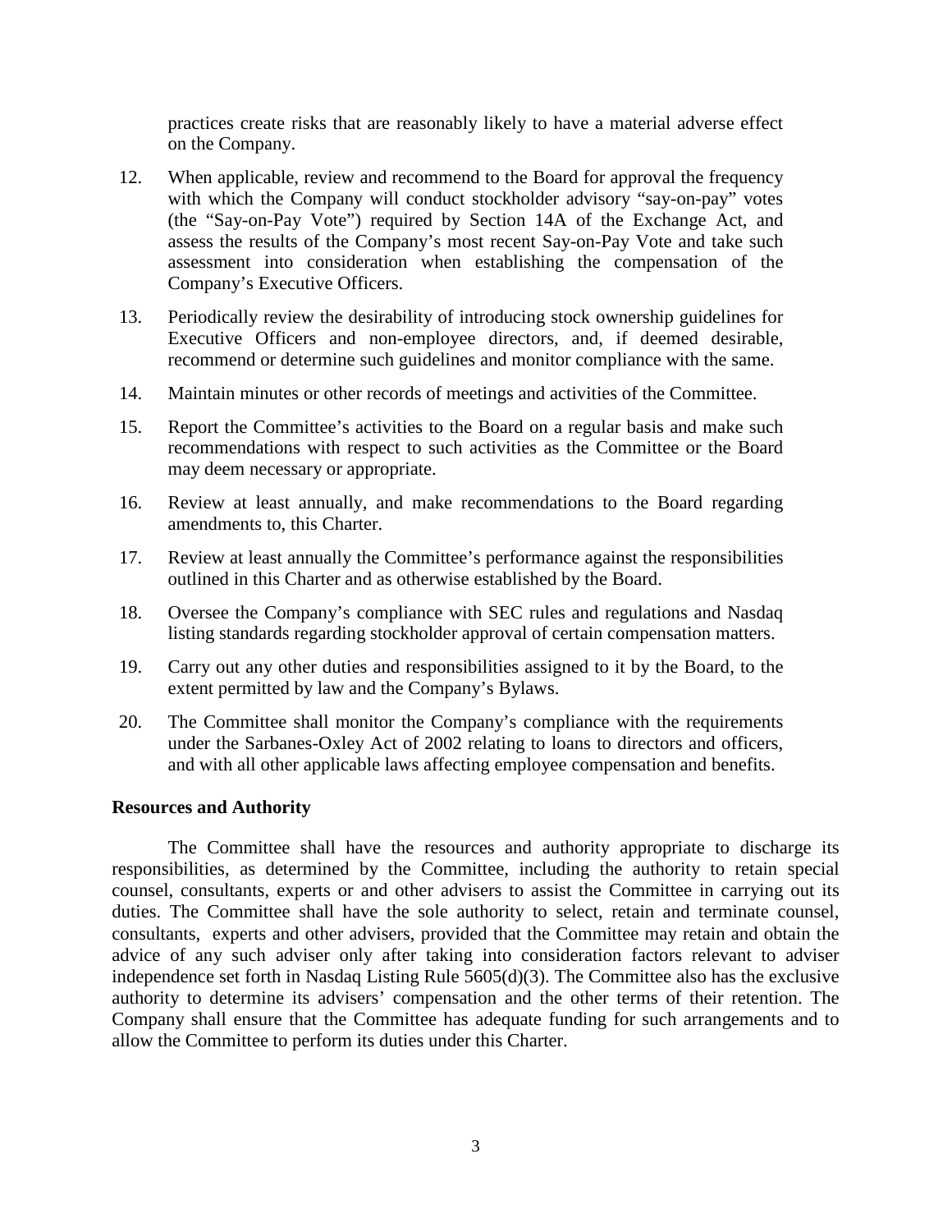practices create risks that are reasonably likely to have a material adverse effect on the Company.

12. When applicable, review and recommend to the Board for approval the frequency with which the Company will conduct stockholder advisory "say-on-pay" votes (the "Say-on-Pay Vote") required by Section 14A of the Exchange Act, and assess the results of the Company's most recent Say-on-Pay Vote and take such assessment into consideration when establishing the compensation of the Company's Executive Officers.

13. Periodically review the desirability of introducing stock ownership guidelines for Executive Officers and non-employee directors, and, if deemed desirable, recommend or determine such guidelines and monitor compliance with the same.

14. Maintain minutes or other records of meetings and activities of the Committee.

15. Report the Committee's activities to the Board on a regular basis and make such recommendations with respect to such activities as the Committee or the Board may deem necessary or appropriate.

16. Review at least annually, and make recommendations to the Board regarding amendments to, this Charter.

17. Review at least annually the Committee's performance against the responsibilities outlined in this Charter and as otherwise established by the Board.

18. Oversee the Company's compliance with SEC rules and regulations and Nasdaq listing standards regarding stockholder approval of certain compensation matters.

19. Carry out any other duties and responsibilities assigned to it by the Board, to the extent permitted by law and the Company's Bylaws.

20. The Committee shall monitor the Company's compliance with the requirements under the Sarbanes-Oxley Act of 2002 relating to loans to directors and officers, and with all other applicable laws affecting employee compensation and benefits.

**Resources and Authority**

The Committee shall have the resources and authority appropriate to discharge its responsibilities, as determined by the Committee, including the authority to retain special counsel, consultants, experts or and other advisers to assist the Committee in carrying out its duties. The Committee shall have the sole authority to select, retain and terminate counsel, consultants, experts and other advisers, provided that the Committee may retain and obtain the advice of any such adviser only after taking into consideration factors relevant to adviser independence set forth in Nasdaq Listing Rule 5605(d)(3). The Committee also has the exclusive authority to determine its advisers' compensation and the other terms of their retention. The Company shall ensure that the Committee has adequate funding for such arrangements and to allow the Committee to perform its duties under this Charter.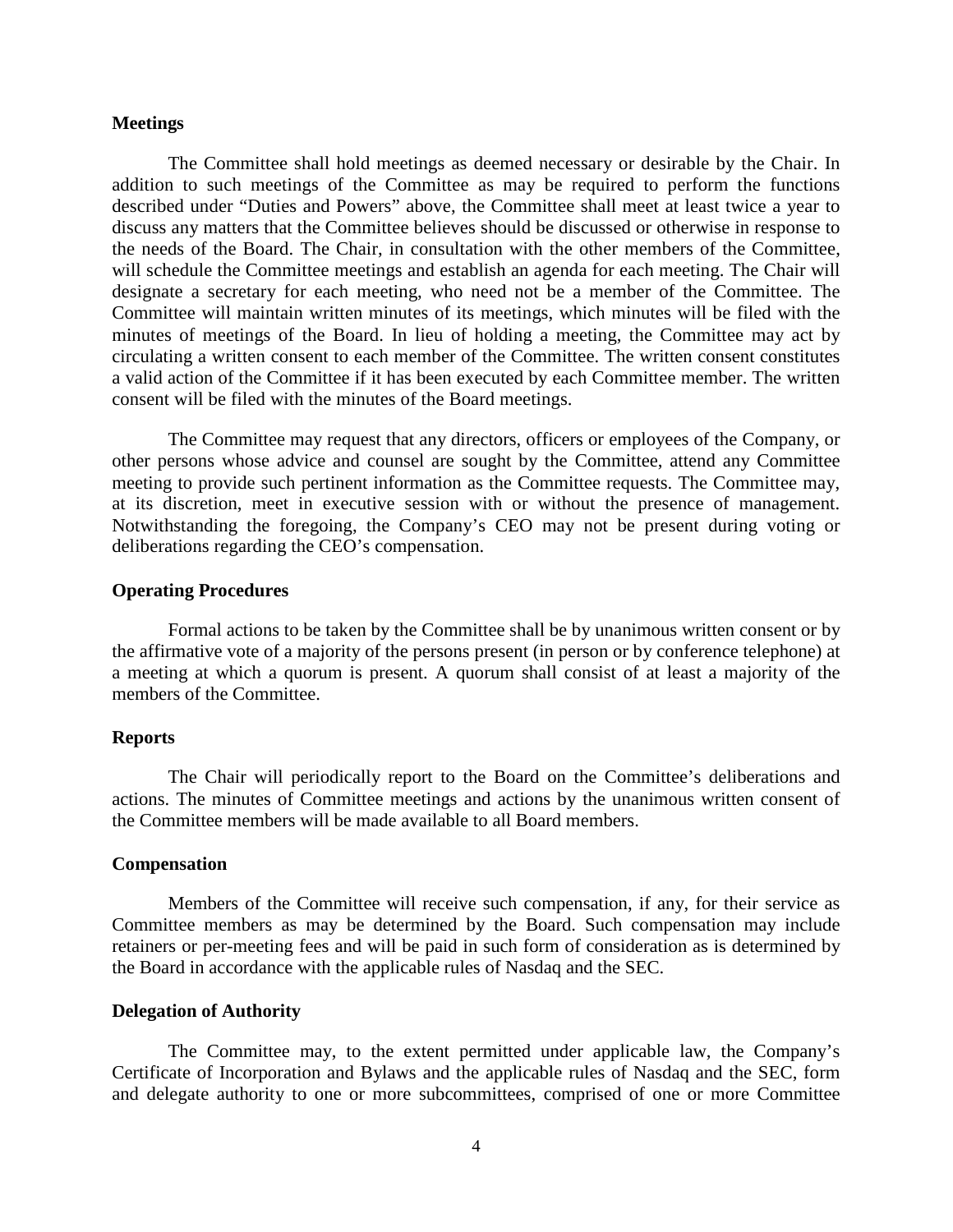### Meetings

The Committee shall hold meetings as deemed necessary or desirable by the Chair. In addition to such meetings of the Committee as may be required to perform the functions described under "Duties and Powers" above, the Committee shall meet at least twice a year to discuss any matters that the Committee believes should be discussed or otherwise in response to the needs of the Board. The Chair, in consultation with the other members of the Committee, will schedule the Committee meetings and establish an agenda for each meeting. The Chair will designate a secretary for each meeting, who need not be a member of the Committee. The Committee will maintain written minutes of its meetings, which minutes will be filed with the minutes of meetings of the Board. In lieu of holding a meeting, the Committee may act by circulating a written consent to each member of the Committee. The written consent constitutes a valid action of the Committee if it has been executed by each Committee member. The written consent will be filed with the minutes of the Board meetings.

The Committee may request that any directors, officers or employees of the Company, or other persons whose advice and counsel are sought by the Committee, attend any Committee meeting to provide such pertinent information as the Committee requests. The Committee may, at its discretion, meet in executive session with or without the presence of management. Notwithstanding the foregoing, the Company's CEO may not be present during voting or deliberations regarding the CEO's compensation.

### Operating Procedures

Formal actions to be taken by the Committee shall be by unanimous written consent or by the affirmative vote of a majority of the persons present (in person or by conference telephone) at a meeting at which a quorum is present. A quorum shall consist of at least a majority of the members of the Committee.

### Reports

The Chair will periodically report to the Board on the Committee's deliberations and actions. The minutes of Committee meetings and actions by the unanimous written consent of the Committee members will be made available to all Board members.

### Compensation

Members of the Committee will receive such compensation, if any, for their service as Committee members as may be determined by the Board. Such compensation may include retainers or per-meeting fees and will be paid in such form of consideration as is determined by the Board in accordance with the applicable rules of Nasdaq and the SEC.

### Delegation of Authority

The Committee may, to the extent permitted under applicable law, the Company's Certificate of Incorporation and Bylaws and the applicable rules of Nasdaq and the SEC, form and delegate authority to one or more subcommittees, comprised of one or more Committee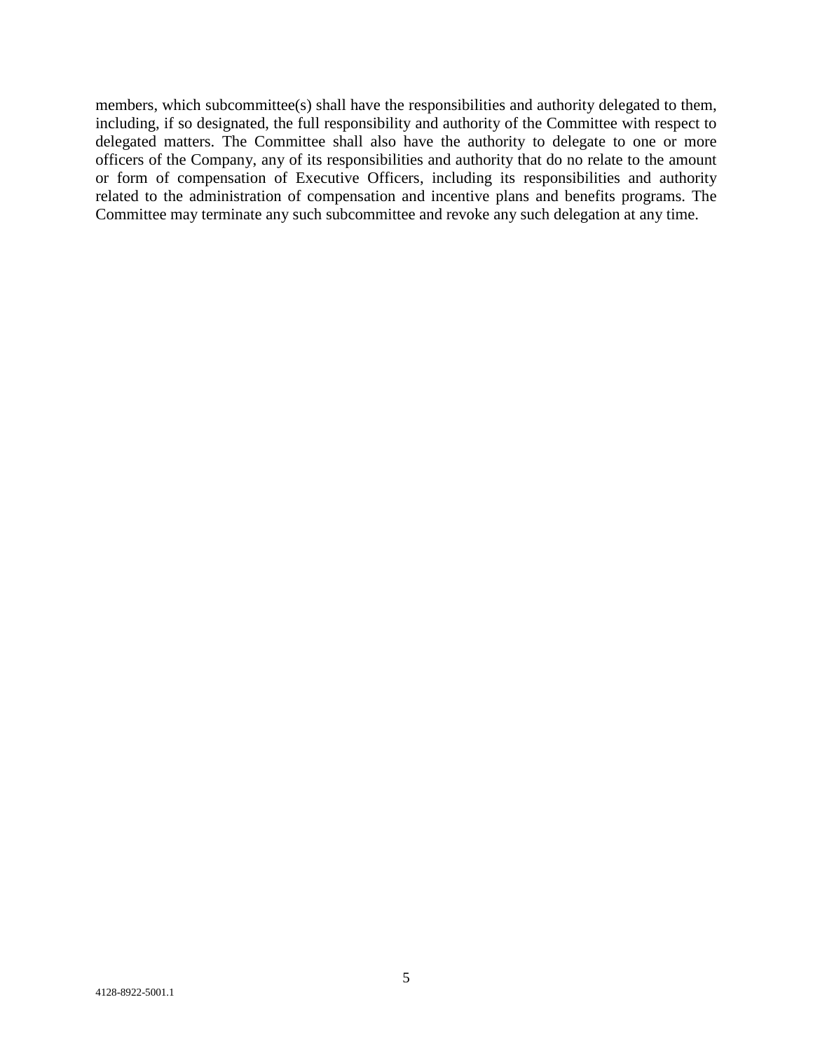members, which subcommittee(s) shall have the responsibilities and authority delegated to them, including, if so designated, the full responsibility and authority of the Committee with respect to delegated matters. The Committee shall also have the authority to delegate to one or more officers of the Company, any of its responsibilities and authority that do no relate to the amount or form of compensation of Executive Officers, including its responsibilities and authority related to the administration of compensation and incentive plans and benefits programs. The Committee may terminate any such subcommittee and revoke any such delegation at any time.

4128-8922-5001.1